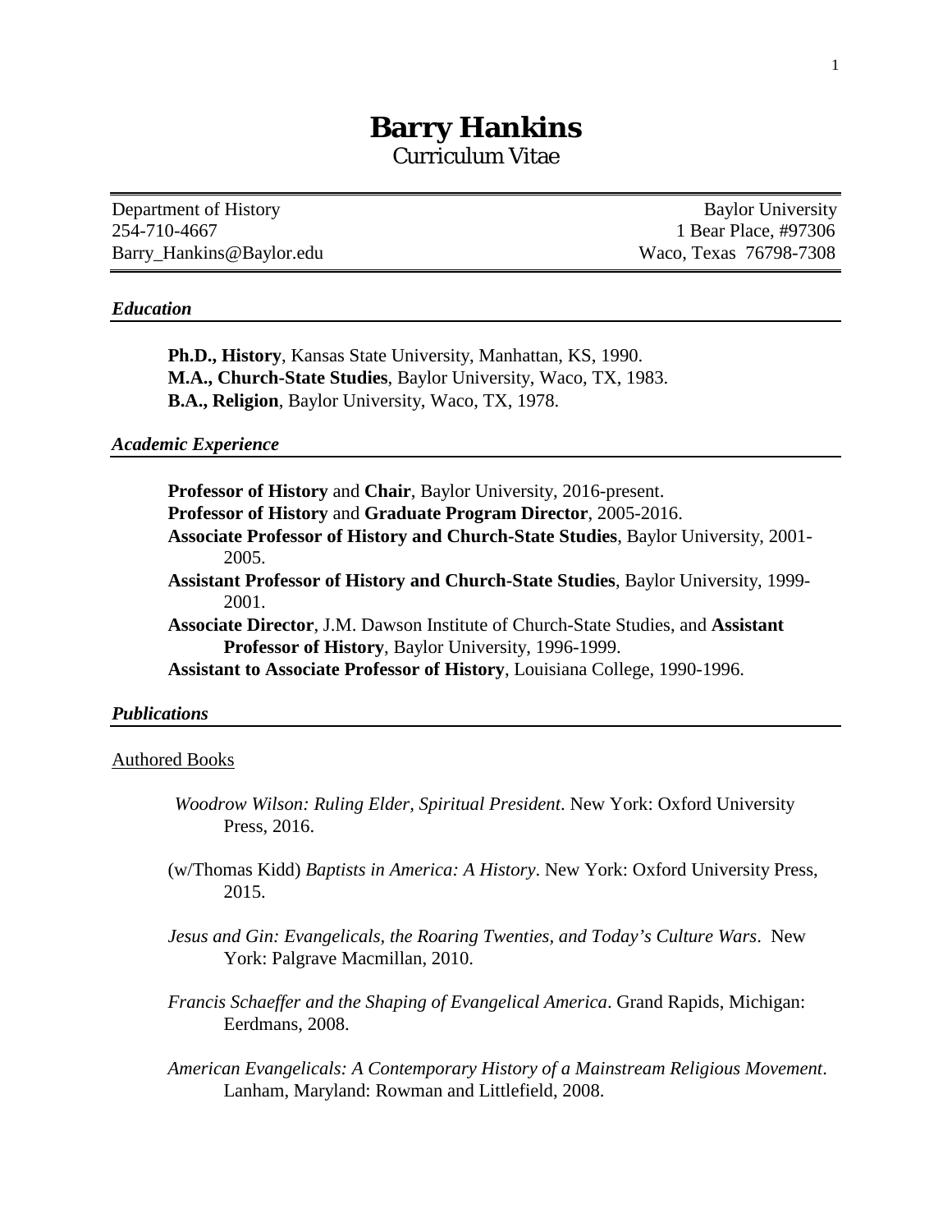# Barry Hankins

Curriculum Vitae

Department of History  
254-710-4667  
Barry_Hankins@Baylor.edu

Baylor University  
1 Bear Place, #97306  
Waco, Texas 76798-7308

### *Education*

**Ph.D., History**, Kansas State University, Manhattan, KS, 1990.  
**M.A., Church-State Studies**, Baylor University, Waco, TX, 1983.  
**B.A., Religion**, Baylor University, Waco, TX, 1978.

### *Academic Experience*

**Professor of History** and **Chair**, Baylor University, 2016-present.  
**Professor of History** and **Graduate Program Director**, 2005-2016.  
**Associate Professor of History and Church-State Studies**, Baylor University, 2001-2005.  
**Assistant Professor of History and Church-State Studies**, Baylor University, 1999-2001.  
**Associate Director**, J.M. Dawson Institute of Church-State Studies, and **Assistant Professor of History**, Baylor University, 1996-1999.  
**Assistant to Associate Professor of History**, Louisiana College, 1990-1996.

### *Publications*

Authored Books

*Woodrow Wilson: Ruling Elder, Spiritual President*. New York: Oxford University Press, 2016.

(w/Thomas Kidd) *Baptists in America: A History*. New York: Oxford University Press, 2015.

*Jesus and Gin: Evangelicals, the Roaring Twenties, and Today's Culture Wars*. New York: Palgrave Macmillan, 2010.

*Francis Schaeffer and the Shaping of Evangelical America*. Grand Rapids, Michigan: Eerdmans, 2008.

*American Evangelicals: A Contemporary History of a Mainstream Religious Movement*. Lanham, Maryland: Rowman and Littlefield, 2008.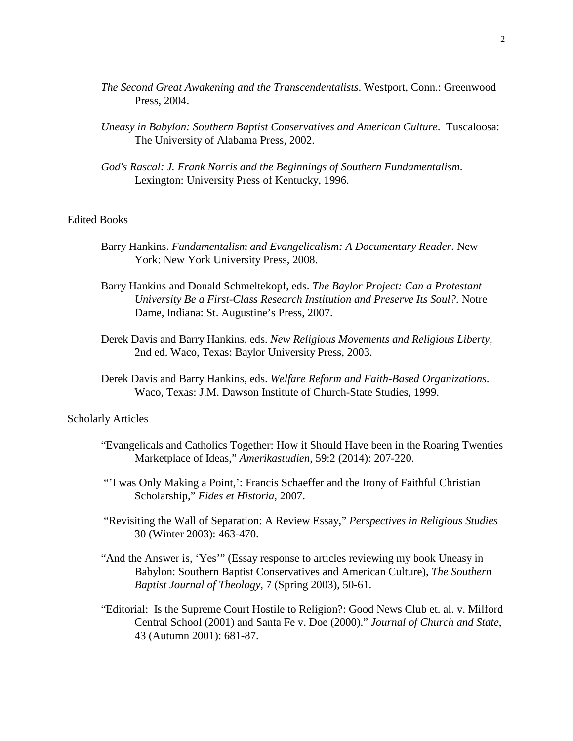*The Second Great Awakening and the Transcendentalists*. Westport, Conn.: Greenwood Press, 2004.

*Uneasy in Babylon: Southern Baptist Conservatives and American Culture*. Tuscaloosa: The University of Alabama Press, 2002.

*God's Rascal: J. Frank Norris and the Beginnings of Southern Fundamentalism*. Lexington: University Press of Kentucky, 1996.

<u>Edited Books</u>

Barry Hankins. *Fundamentalism and Evangelicalism: A Documentary Reader*. New York: New York University Press, 2008.

Barry Hankins and Donald Schmeltekopf, eds. *The Baylor Project: Can a Protestant University Be a First-Class Research Institution and Preserve Its Soul?*. Notre Dame, Indiana: St. Augustine's Press, 2007.

Derek Davis and Barry Hankins, eds. *New Religious Movements and Religious Liberty*, 2nd ed. Waco, Texas: Baylor University Press, 2003.

Derek Davis and Barry Hankins, eds. *Welfare Reform and Faith-Based Organizations*. Waco, Texas: J.M. Dawson Institute of Church-State Studies, 1999.

<u>Scholarly Articles</u>

"Evangelicals and Catholics Together: How it Should Have been in the Roaring Twenties Marketplace of Ideas," *Amerikastudien*, 59:2 (2014): 207-220.

"'I was Only Making a Point,': Francis Schaeffer and the Irony of Faithful Christian Scholarship," *Fides et Historia*, 2007.

"Revisiting the Wall of Separation: A Review Essay," *Perspectives in Religious Studies* 30 (Winter 2003): 463-470.

"And the Answer is, 'Yes'" (Essay response to articles reviewing my book Uneasy in Babylon: Southern Baptist Conservatives and American Culture), *The Southern Baptist Journal of Theology*, 7 (Spring 2003), 50-61.

"Editorial: Is the Supreme Court Hostile to Religion?: Good News Club et. al. v. Milford Central School (2001) and Santa Fe v. Doe (2000)." *Journal of Church and State*, 43 (Autumn 2001): 681-87.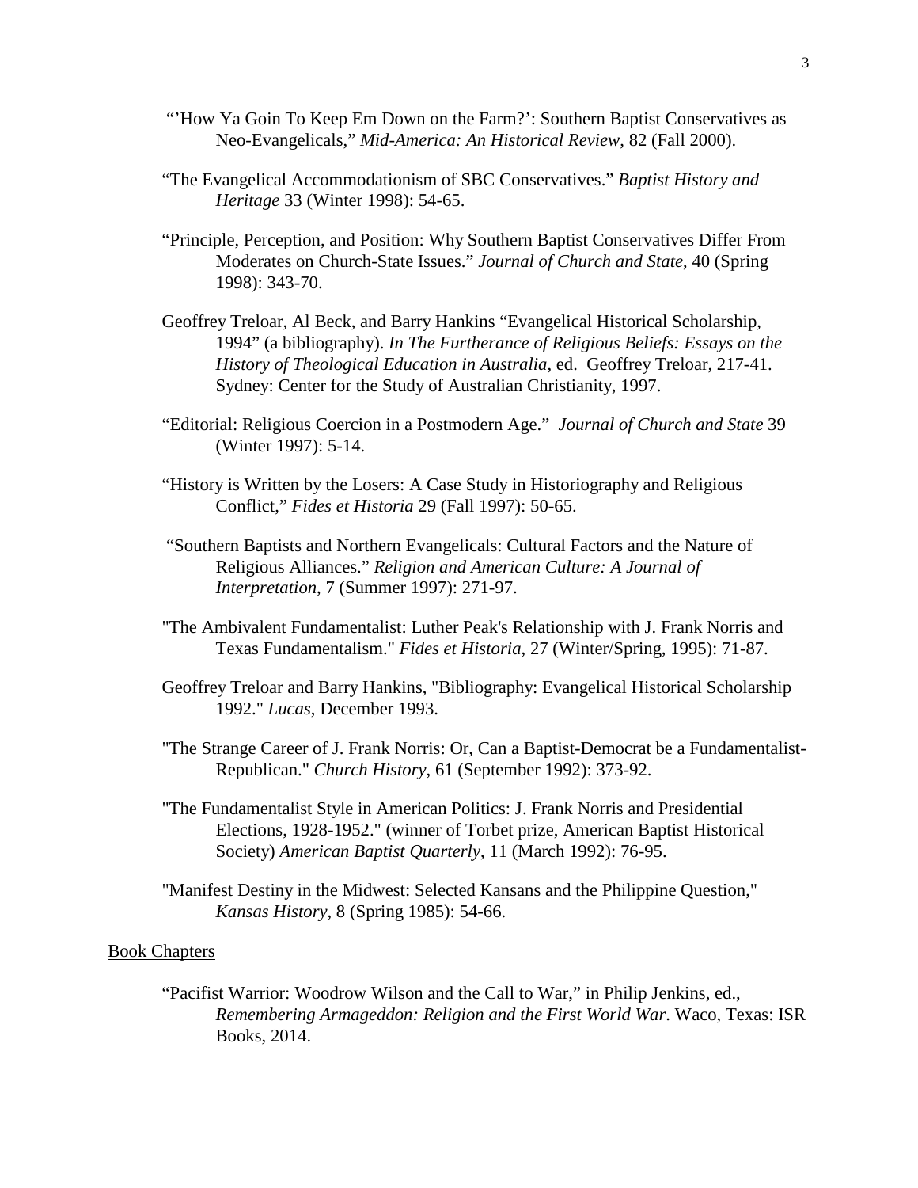"'How Ya Goin To Keep Em Down on the Farm?': Southern Baptist Conservatives as Neo-Evangelicals," *Mid-America: An Historical Review*, 82 (Fall 2000).

"The Evangelical Accommodationism of SBC Conservatives." *Baptist History and Heritage* 33 (Winter 1998): 54-65.

"Principle, Perception, and Position: Why Southern Baptist Conservatives Differ From Moderates on Church-State Issues." *Journal of Church and State*, 40 (Spring 1998): 343-70.

Geoffrey Treloar, Al Beck, and Barry Hankins "Evangelical Historical Scholarship, 1994" (a bibliography). *In The Furtherance of Religious Beliefs: Essays on the History of Theological Education in Australia*, ed. Geoffrey Treloar, 217-41. Sydney: Center for the Study of Australian Christianity, 1997.

"Editorial: Religious Coercion in a Postmodern Age." *Journal of Church and State* 39 (Winter 1997): 5-14.

"History is Written by the Losers: A Case Study in Historiography and Religious Conflict," *Fides et Historia* 29 (Fall 1997): 50-65.

"Southern Baptists and Northern Evangelicals: Cultural Factors and the Nature of Religious Alliances." *Religion and American Culture: A Journal of Interpretation*, 7 (Summer 1997): 271-97.

"The Ambivalent Fundamentalist: Luther Peak's Relationship with J. Frank Norris and Texas Fundamentalism." *Fides et Historia*, 27 (Winter/Spring, 1995): 71-87.

Geoffrey Treloar and Barry Hankins, "Bibliography: Evangelical Historical Scholarship 1992." *Lucas*, December 1993.

"The Strange Career of J. Frank Norris: Or, Can a Baptist-Democrat be a Fundamentalist-Republican." *Church History*, 61 (September 1992): 373-92.

"The Fundamentalist Style in American Politics: J. Frank Norris and Presidential Elections, 1928-1952." (winner of Torbet prize, American Baptist Historical Society) *American Baptist Quarterly*, 11 (March 1992): 76-95.

"Manifest Destiny in the Midwest: Selected Kansans and the Philippine Question," *Kansas History*, 8 (Spring 1985): 54-66.

## Book Chapters

"Pacifist Warrior: Woodrow Wilson and the Call to War," in Philip Jenkins, ed., *Remembering Armageddon: Religion and the First World War*. Waco, Texas: ISR Books, 2014.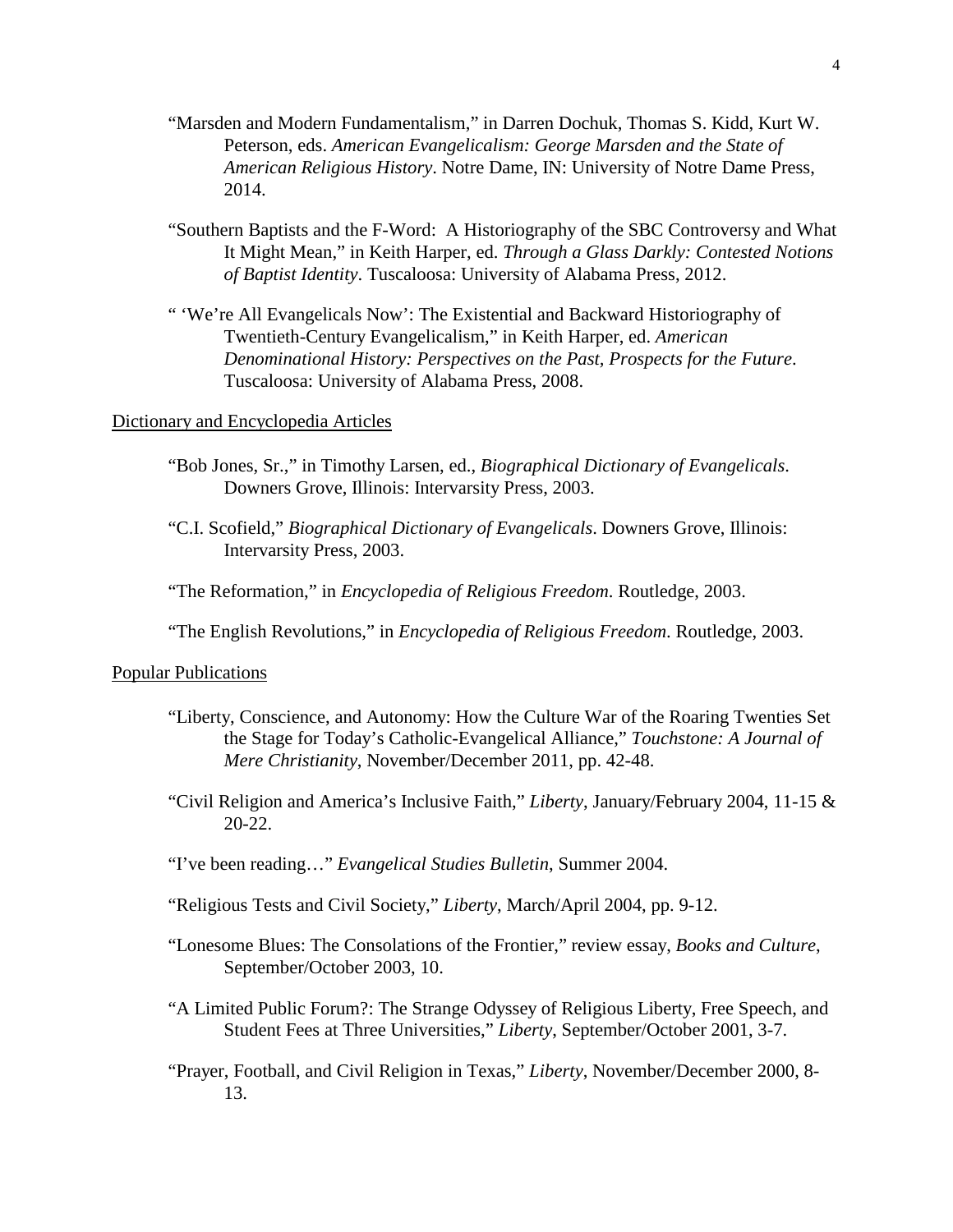"Marsden and Modern Fundamentalism," in Darren Dochuk, Thomas S. Kidd, Kurt W. Peterson, eds. *American Evangelicalism: George Marsden and the State of American Religious History*. Notre Dame, IN: University of Notre Dame Press, 2014.

"Southern Baptists and the F-Word: A Historiography of the SBC Controversy and What It Might Mean," in Keith Harper, ed. *Through a Glass Darkly: Contested Notions of Baptist Identity*. Tuscaloosa: University of Alabama Press, 2012.

" 'We're All Evangelicals Now': The Existential and Backward Historiography of Twentieth-Century Evangelicalism," in Keith Harper, ed. *American Denominational History: Perspectives on the Past, Prospects for the Future*. Tuscaloosa: University of Alabama Press, 2008.

Dictionary and Encyclopedia Articles

"Bob Jones, Sr.," in Timothy Larsen, ed., *Biographical Dictionary of Evangelicals*. Downers Grove, Illinois: Intervarsity Press, 2003.

"C.I. Scofield," *Biographical Dictionary of Evangelicals*. Downers Grove, Illinois: Intervarsity Press, 2003.

"The Reformation," in *Encyclopedia of Religious Freedom*. Routledge, 2003.

"The English Revolutions," in *Encyclopedia of Religious Freedom*. Routledge, 2003.

Popular Publications

"Liberty, Conscience, and Autonomy: How the Culture War of the Roaring Twenties Set the Stage for Today's Catholic-Evangelical Alliance," *Touchstone: A Journal of Mere Christianity*, November/December 2011, pp. 42-48.

"Civil Religion and America's Inclusive Faith," *Liberty*, January/February 2004, 11-15 & 20-22.

"I've been reading…" *Evangelical Studies Bulletin*, Summer 2004.

"Religious Tests and Civil Society," *Liberty*, March/April 2004, pp. 9-12.

"Lonesome Blues: The Consolations of the Frontier," review essay, *Books and Culture*, September/October 2003, 10.

"A Limited Public Forum?: The Strange Odyssey of Religious Liberty, Free Speech, and Student Fees at Three Universities," *Liberty*, September/October 2001, 3-7.

"Prayer, Football, and Civil Religion in Texas," *Liberty*, November/December 2000, 8-13.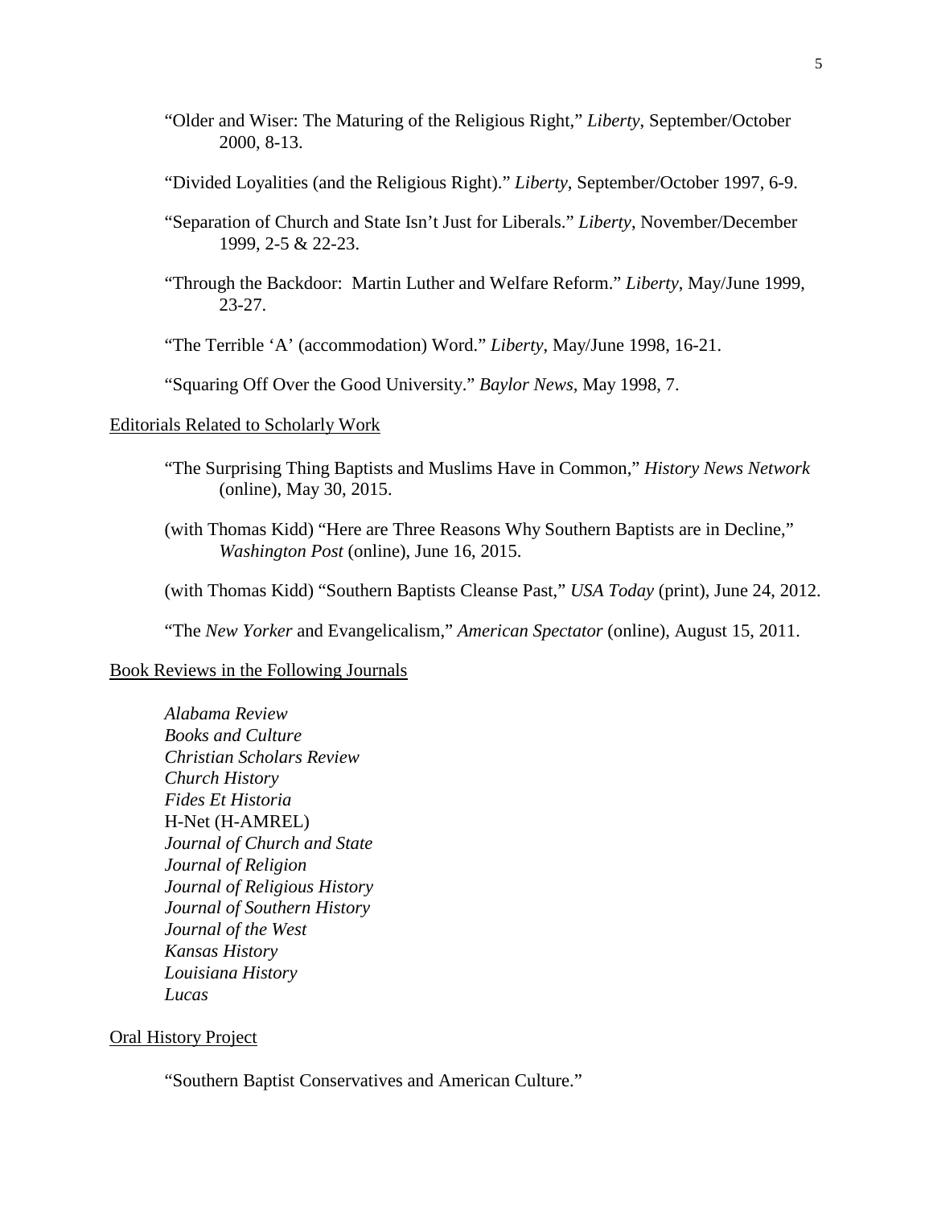"Older and Wiser: The Maturing of the Religious Right," *Liberty*, September/October 2000, 8-13.

"Divided Loyalities (and the Religious Right)." *Liberty*, September/October 1997, 6-9.

"Separation of Church and State Isn't Just for Liberals." *Liberty*, November/December 1999, 2-5 & 22-23.

"Through the Backdoor: Martin Luther and Welfare Reform." *Liberty*, May/June 1999, 23-27.

"The Terrible 'A' (accommodation) Word." *Liberty*, May/June 1998, 16-21.

"Squaring Off Over the Good University." *Baylor News*, May 1998, 7.

<u>Editorials Related to Scholarly Work</u>

"The Surprising Thing Baptists and Muslims Have in Common," *History News Network* (online), May 30, 2015.

(with Thomas Kidd) "Here are Three Reasons Why Southern Baptists are in Decline," *Washington Post* (online), June 16, 2015.

(with Thomas Kidd) "Southern Baptists Cleanse Past," *USA Today* (print), June 24, 2012.

"The *New Yorker* and Evangelicalism," *American Spectator* (online), August 15, 2011.

<u>Book Reviews in the Following Journals</u>

*Alabama Review*
*Books and Culture*
*Christian Scholars Review*
*Church History*
*Fides Et Historia*
H-Net (H-AMREL)
*Journal of Church and State*
*Journal of Religion*
*Journal of Religious History*
*Journal of Southern History*
*Journal of the West*
*Kansas History*
*Louisiana History*
*Lucas*

<u>Oral History Project</u>

"Southern Baptist Conservatives and American Culture."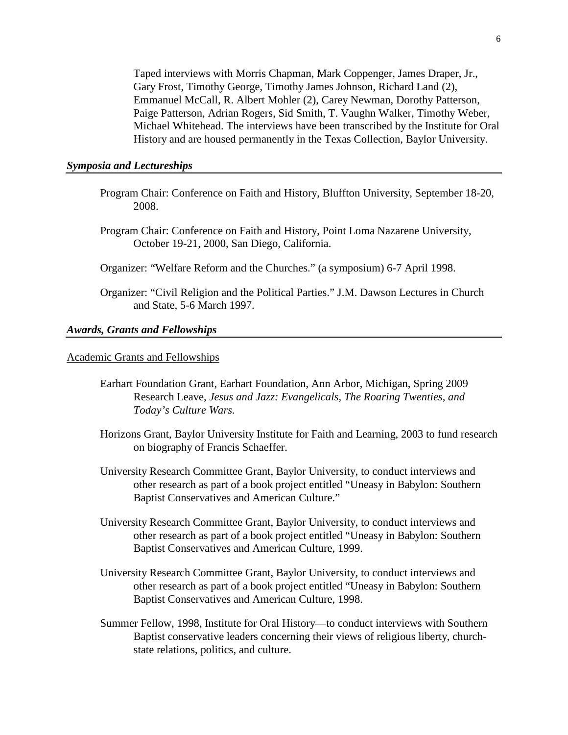Taped interviews with Morris Chapman, Mark Coppenger, James Draper, Jr., Gary Frost, Timothy George, Timothy James Johnson, Richard Land (2), Emmanuel McCall, R. Albert Mohler (2), Carey Newman, Dorothy Patterson, Paige Patterson, Adrian Rogers, Sid Smith, T. Vaughn Walker, Timothy Weber, Michael Whitehead. The interviews have been transcribed by the Institute for Oral History and are housed permanently in the Texas Collection, Baylor University.

### *Symposia and Lectureships*

Program Chair: Conference on Faith and History, Bluffton University, September 18-20, 2008.

Program Chair: Conference on Faith and History, Point Loma Nazarene University, October 19-21, 2000, San Diego, California.

Organizer: "Welfare Reform and the Churches." (a symposium) 6-7 April 1998.

Organizer: "Civil Religion and the Political Parties." J.M. Dawson Lectures in Church and State, 5-6 March 1997.

### *Awards, Grants and Fellowships*

#### Academic Grants and Fellowships

Earhart Foundation Grant, Earhart Foundation, Ann Arbor, Michigan, Spring 2009 Research Leave, *Jesus and Jazz: Evangelicals, The Roaring Twenties, and Today's Culture Wars.*

Horizons Grant, Baylor University Institute for Faith and Learning, 2003 to fund research on biography of Francis Schaeffer.

University Research Committee Grant, Baylor University, to conduct interviews and other research as part of a book project entitled "Uneasy in Babylon: Southern Baptist Conservatives and American Culture."

University Research Committee Grant, Baylor University, to conduct interviews and other research as part of a book project entitled "Uneasy in Babylon: Southern Baptist Conservatives and American Culture, 1999.

University Research Committee Grant, Baylor University, to conduct interviews and other research as part of a book project entitled "Uneasy in Babylon: Southern Baptist Conservatives and American Culture, 1998.

Summer Fellow, 1998, Institute for Oral History—to conduct interviews with Southern Baptist conservative leaders concerning their views of religious liberty, church-state relations, politics, and culture.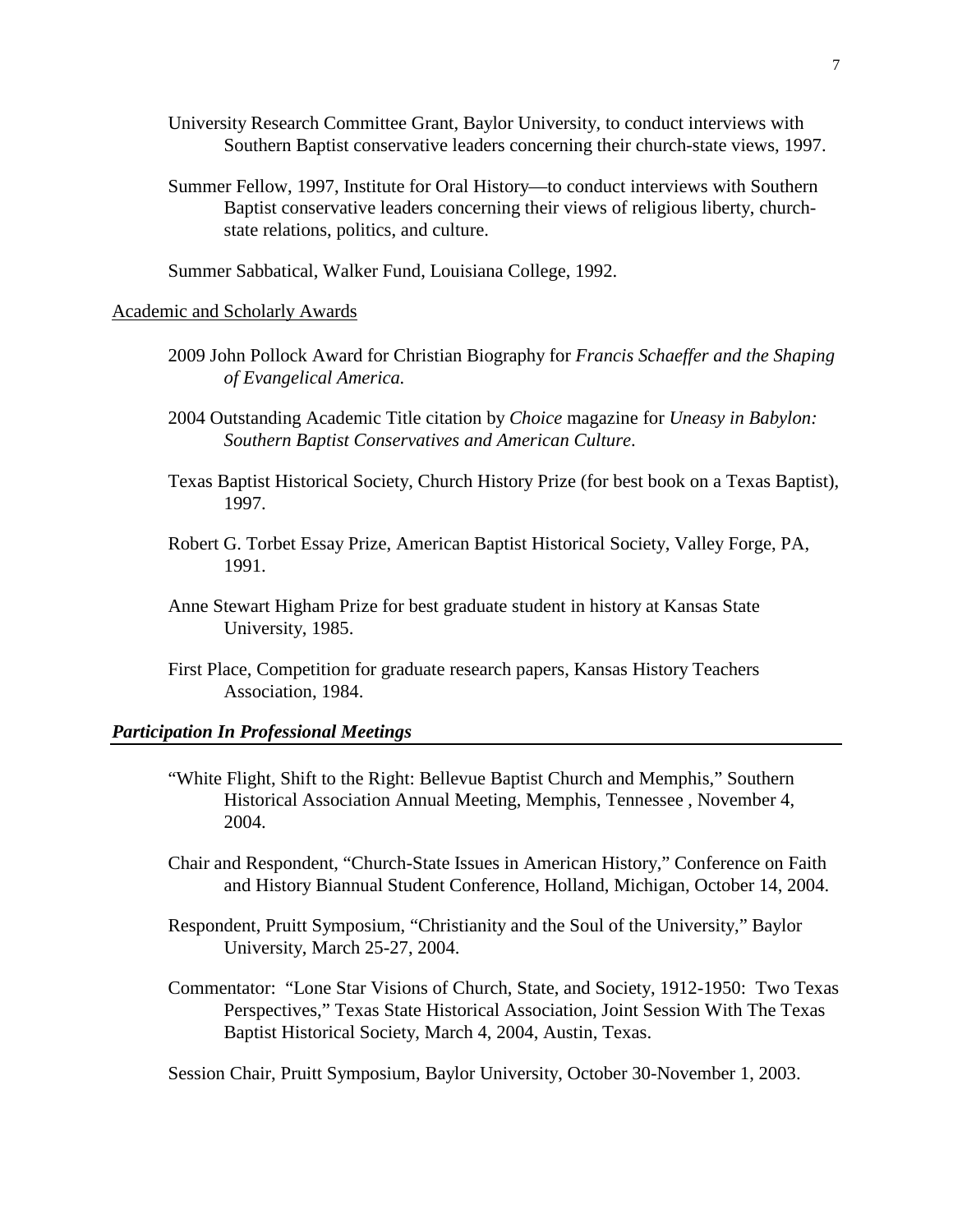University Research Committee Grant, Baylor University, to conduct interviews with Southern Baptist conservative leaders concerning their church-state views, 1997.

Summer Fellow, 1997, Institute for Oral History—to conduct interviews with Southern Baptist conservative leaders concerning their views of religious liberty, church-state relations, politics, and culture.

Summer Sabbatical, Walker Fund, Louisiana College, 1992.

Academic and Scholarly Awards

2009 John Pollock Award for Christian Biography for *Francis Schaeffer and the Shaping of Evangelical America.*

2004 Outstanding Academic Title citation by *Choice* magazine for *Uneasy in Babylon: Southern Baptist Conservatives and American Culture*.

Texas Baptist Historical Society, Church History Prize (for best book on a Texas Baptist), 1997.

Robert G. Torbet Essay Prize, American Baptist Historical Society, Valley Forge, PA, 1991.

Anne Stewart Higham Prize for best graduate student in history at Kansas State University, 1985.

First Place, Competition for graduate research papers, Kansas History Teachers Association, 1984.

### ***Participation In Professional Meetings***

"White Flight, Shift to the Right: Bellevue Baptist Church and Memphis," Southern Historical Association Annual Meeting, Memphis, Tennessee , November 4, 2004.

Chair and Respondent, "Church-State Issues in American History," Conference on Faith and History Biannual Student Conference, Holland, Michigan, October 14, 2004.

Respondent, Pruitt Symposium, "Christianity and the Soul of the University," Baylor University, March 25-27, 2004.

Commentator: "Lone Star Visions of Church, State, and Society, 1912-1950: Two Texas Perspectives," Texas State Historical Association, Joint Session With The Texas Baptist Historical Society, March 4, 2004, Austin, Texas.

Session Chair, Pruitt Symposium, Baylor University, October 30-November 1, 2003.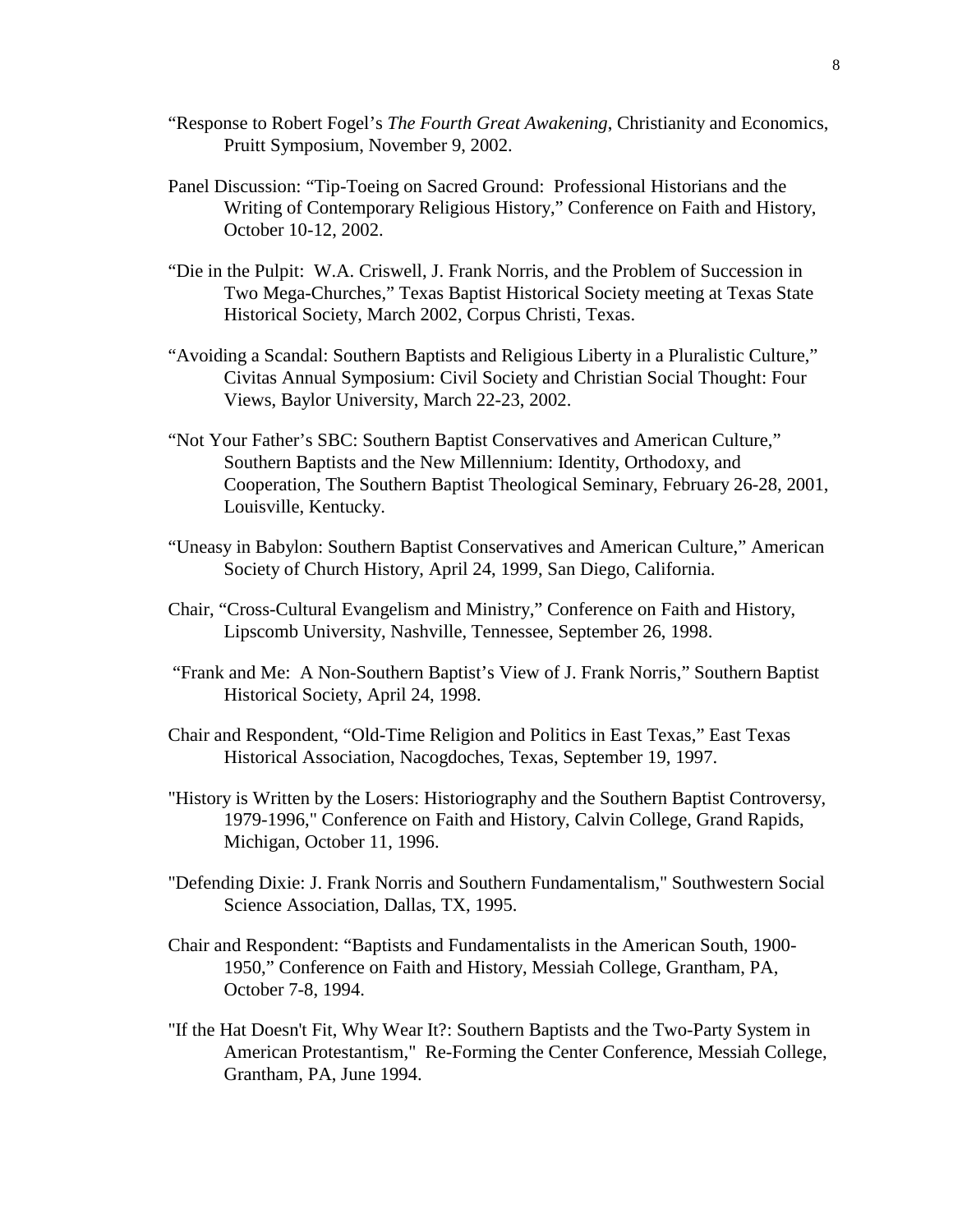"Response to Robert Fogel's *The Fourth Great Awakening*, Christianity and Economics, Pruitt Symposium, November 9, 2002.

Panel Discussion: "Tip-Toeing on Sacred Ground: Professional Historians and the Writing of Contemporary Religious History," Conference on Faith and History, October 10-12, 2002.

"Die in the Pulpit: W.A. Criswell, J. Frank Norris, and the Problem of Succession in Two Mega-Churches," Texas Baptist Historical Society meeting at Texas State Historical Society, March 2002, Corpus Christi, Texas.

"Avoiding a Scandal: Southern Baptists and Religious Liberty in a Pluralistic Culture," Civitas Annual Symposium: Civil Society and Christian Social Thought: Four Views, Baylor University, March 22-23, 2002.

"Not Your Father's SBC: Southern Baptist Conservatives and American Culture," Southern Baptists and the New Millennium: Identity, Orthodoxy, and Cooperation, The Southern Baptist Theological Seminary, February 26-28, 2001, Louisville, Kentucky.

"Uneasy in Babylon: Southern Baptist Conservatives and American Culture," American Society of Church History, April 24, 1999, San Diego, California.

Chair, "Cross-Cultural Evangelism and Ministry," Conference on Faith and History, Lipscomb University, Nashville, Tennessee, September 26, 1998.

"Frank and Me: A Non-Southern Baptist's View of J. Frank Norris," Southern Baptist Historical Society, April 24, 1998.

Chair and Respondent, "Old-Time Religion and Politics in East Texas," East Texas Historical Association, Nacogdoches, Texas, September 19, 1997.

"History is Written by the Losers: Historiography and the Southern Baptist Controversy, 1979-1996," Conference on Faith and History, Calvin College, Grand Rapids, Michigan, October 11, 1996.

"Defending Dixie: J. Frank Norris and Southern Fundamentalism," Southwestern Social Science Association, Dallas, TX, 1995.

Chair and Respondent: "Baptists and Fundamentalists in the American South, 1900-1950," Conference on Faith and History, Messiah College, Grantham, PA, October 7-8, 1994.

"If the Hat Doesn't Fit, Why Wear It?: Southern Baptists and the Two-Party System in American Protestantism," Re-Forming the Center Conference, Messiah College, Grantham, PA, June 1994.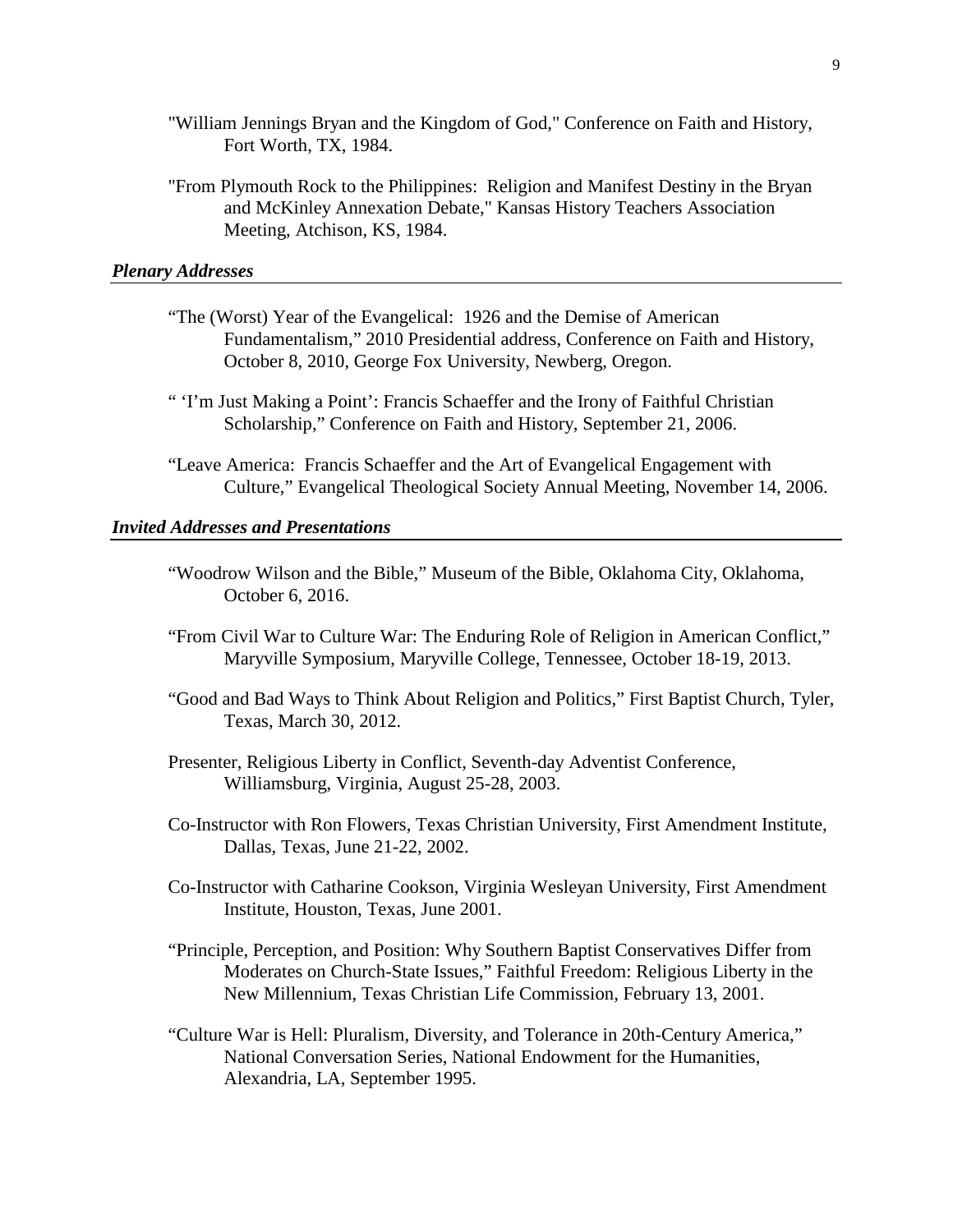"William Jennings Bryan and the Kingdom of God," Conference on Faith and History, Fort Worth, TX, 1984.

"From Plymouth Rock to the Philippines: Religion and Manifest Destiny in the Bryan and McKinley Annexation Debate," Kansas History Teachers Association Meeting, Atchison, KS, 1984.

### *Plenary Addresses*

"The (Worst) Year of the Evangelical: 1926 and the Demise of American Fundamentalism," 2010 Presidential address, Conference on Faith and History, October 8, 2010, George Fox University, Newberg, Oregon.

" 'I'm Just Making a Point': Francis Schaeffer and the Irony of Faithful Christian Scholarship," Conference on Faith and History, September 21, 2006.

"Leave America: Francis Schaeffer and the Art of Evangelical Engagement with Culture," Evangelical Theological Society Annual Meeting, November 14, 2006.

### *Invited Addresses and Presentations*

"Woodrow Wilson and the Bible," Museum of the Bible, Oklahoma City, Oklahoma, October 6, 2016.

"From Civil War to Culture War: The Enduring Role of Religion in American Conflict," Maryville Symposium, Maryville College, Tennessee, October 18-19, 2013.

"Good and Bad Ways to Think About Religion and Politics," First Baptist Church, Tyler, Texas, March 30, 2012.

Presenter, Religious Liberty in Conflict, Seventh-day Adventist Conference, Williamsburg, Virginia, August 25-28, 2003.

Co-Instructor with Ron Flowers, Texas Christian University, First Amendment Institute, Dallas, Texas, June 21-22, 2002.

Co-Instructor with Catharine Cookson, Virginia Wesleyan University, First Amendment Institute, Houston, Texas, June 2001.

"Principle, Perception, and Position: Why Southern Baptist Conservatives Differ from Moderates on Church-State Issues," Faithful Freedom: Religious Liberty in the New Millennium, Texas Christian Life Commission, February 13, 2001.

"Culture War is Hell: Pluralism, Diversity, and Tolerance in 20th-Century America," National Conversation Series, National Endowment for the Humanities, Alexandria, LA, September 1995.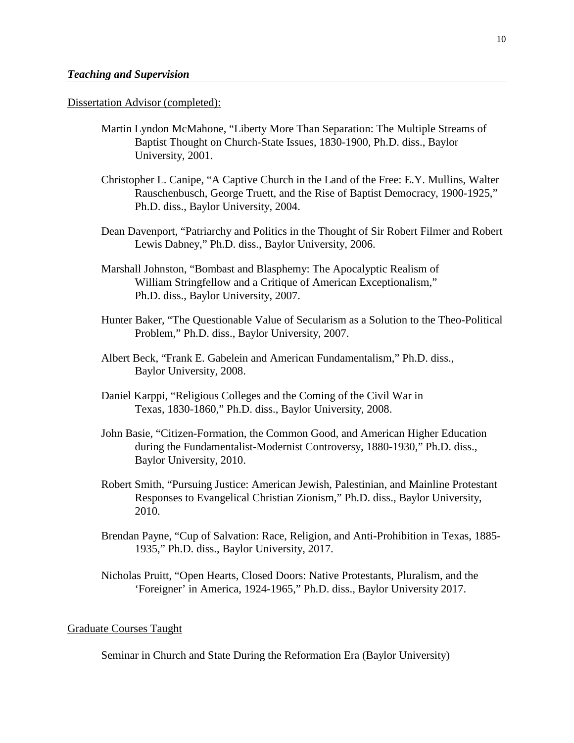### *Teaching and Supervision*

Dissertation Advisor (completed):

Martin Lyndon McMahone, "Liberty More Than Separation: The Multiple Streams of Baptist Thought on Church-State Issues, 1830-1900, Ph.D. diss., Baylor University, 2001.

Christopher L. Canipe, "A Captive Church in the Land of the Free: E.Y. Mullins, Walter Rauschenbusch, George Truett, and the Rise of Baptist Democracy, 1900-1925," Ph.D. diss., Baylor University, 2004.

Dean Davenport, "Patriarchy and Politics in the Thought of Sir Robert Filmer and Robert Lewis Dabney," Ph.D. diss., Baylor University, 2006.

Marshall Johnston, "Bombast and Blasphemy: The Apocalyptic Realism of William Stringfellow and a Critique of American Exceptionalism," Ph.D. diss., Baylor University, 2007.

Hunter Baker, "The Questionable Value of Secularism as a Solution to the Theo-Political Problem," Ph.D. diss., Baylor University, 2007.

Albert Beck, "Frank E. Gabelein and American Fundamentalism," Ph.D. diss., Baylor University, 2008.

Daniel Karppi, "Religious Colleges and the Coming of the Civil War in Texas, 1830-1860," Ph.D. diss., Baylor University, 2008.

John Basie, "Citizen-Formation, the Common Good, and American Higher Education during the Fundamentalist-Modernist Controversy, 1880-1930," Ph.D. diss., Baylor University, 2010.

Robert Smith, "Pursuing Justice: American Jewish, Palestinian, and Mainline Protestant Responses to Evangelical Christian Zionism," Ph.D. diss., Baylor University, 2010.

Brendan Payne, "Cup of Salvation: Race, Religion, and Anti-Prohibition in Texas, 1885-1935," Ph.D. diss., Baylor University, 2017.

Nicholas Pruitt, "Open Hearts, Closed Doors: Native Protestants, Pluralism, and the 'Foreigner' in America, 1924-1965," Ph.D. diss., Baylor University 2017.

Graduate Courses Taught

Seminar in Church and State During the Reformation Era (Baylor University)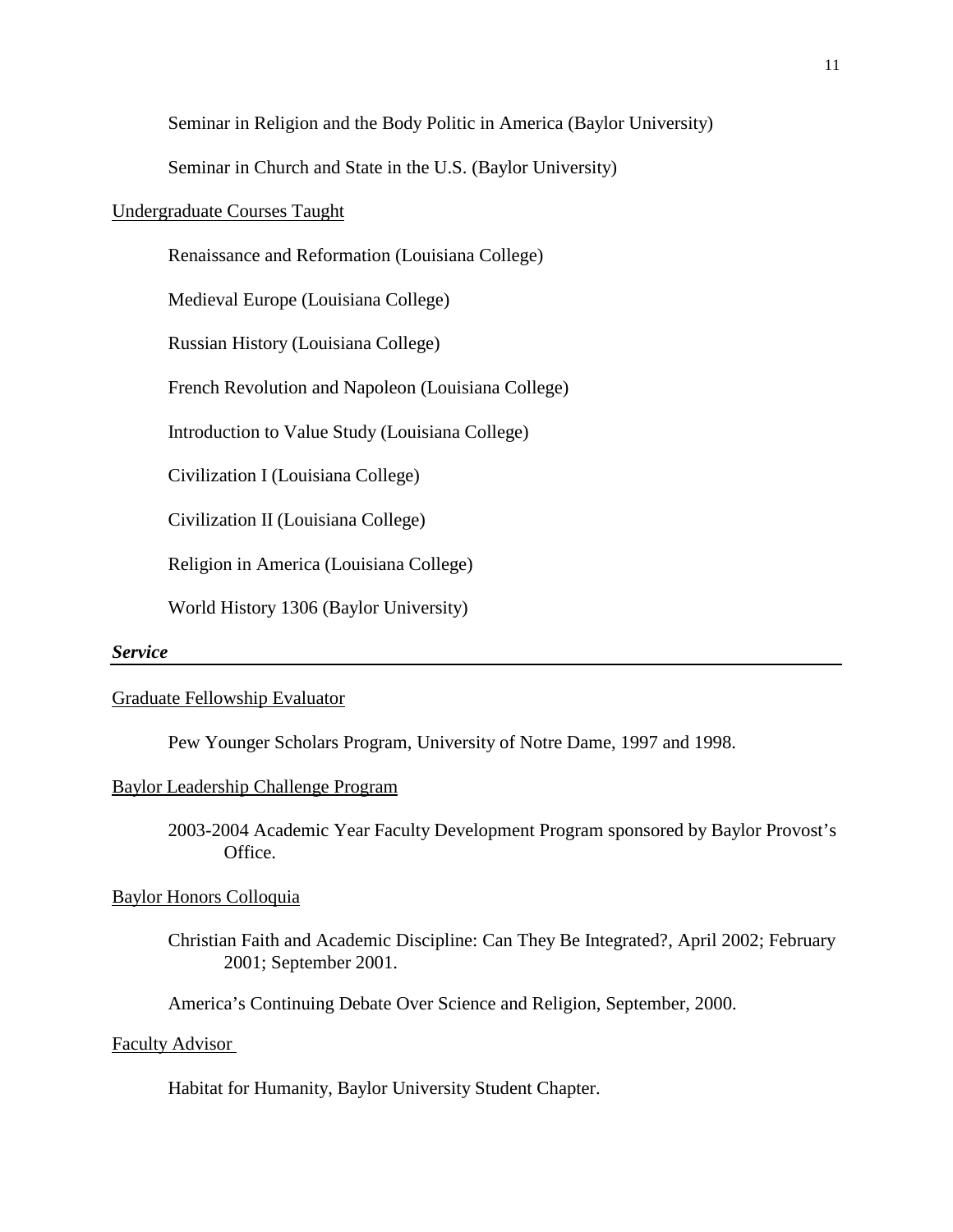Seminar in Religion and the Body Politic in America (Baylor University)

Seminar in Church and State in the U.S. (Baylor University)

<u>Undergraduate Courses Taught</u>

Renaissance and Reformation (Louisiana College)

Medieval Europe (Louisiana College)

Russian History (Louisiana College)

French Revolution and Napoleon (Louisiana College)

Introduction to Value Study (Louisiana College)

Civilization I (Louisiana College)

Civilization II (Louisiana College)

Religion in America (Louisiana College)

World History 1306 (Baylor University)

## *Service*

<u>Graduate Fellowship Evaluator</u>

Pew Younger Scholars Program, University of Notre Dame, 1997 and 1998.

<u>Baylor Leadership Challenge Program</u>

2003-2004 Academic Year Faculty Development Program sponsored by Baylor Provost's Office.

<u>Baylor Honors Colloquia</u>

Christian Faith and Academic Discipline: Can They Be Integrated?, April 2002; February 2001; September 2001.

America's Continuing Debate Over Science and Religion, September, 2000.

<u>Faculty Advisor</u>

Habitat for Humanity, Baylor University Student Chapter.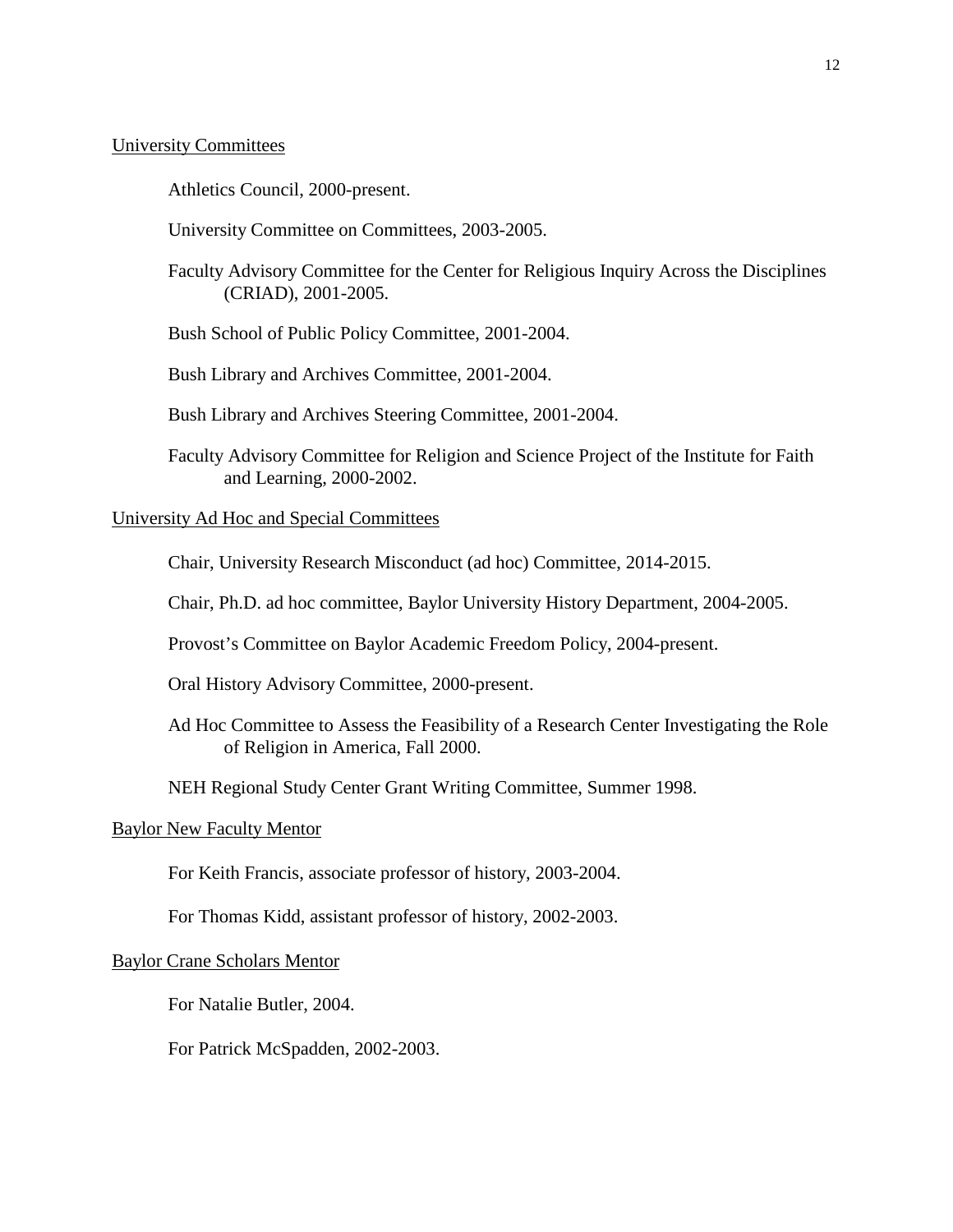University Committees

Athletics Council, 2000-present.

University Committee on Committees, 2003-2005.

Faculty Advisory Committee for the Center for Religious Inquiry Across the Disciplines (CRIAD), 2001-2005.

Bush School of Public Policy Committee, 2001-2004.

Bush Library and Archives Committee, 2001-2004.

Bush Library and Archives Steering Committee, 2001-2004.

Faculty Advisory Committee for Religion and Science Project of the Institute for Faith and Learning, 2000-2002.

University Ad Hoc and Special Committees

Chair, University Research Misconduct (ad hoc) Committee, 2014-2015.

Chair, Ph.D. ad hoc committee, Baylor University History Department, 2004-2005.

Provost's Committee on Baylor Academic Freedom Policy, 2004-present.

Oral History Advisory Committee, 2000-present.

Ad Hoc Committee to Assess the Feasibility of a Research Center Investigating the Role of Religion in America, Fall 2000.

NEH Regional Study Center Grant Writing Committee, Summer 1998.

Baylor New Faculty Mentor

For Keith Francis, associate professor of history, 2003-2004.

For Thomas Kidd, assistant professor of history, 2002-2003.

Baylor Crane Scholars Mentor

For Natalie Butler, 2004.

For Patrick McSpadden, 2002-2003.